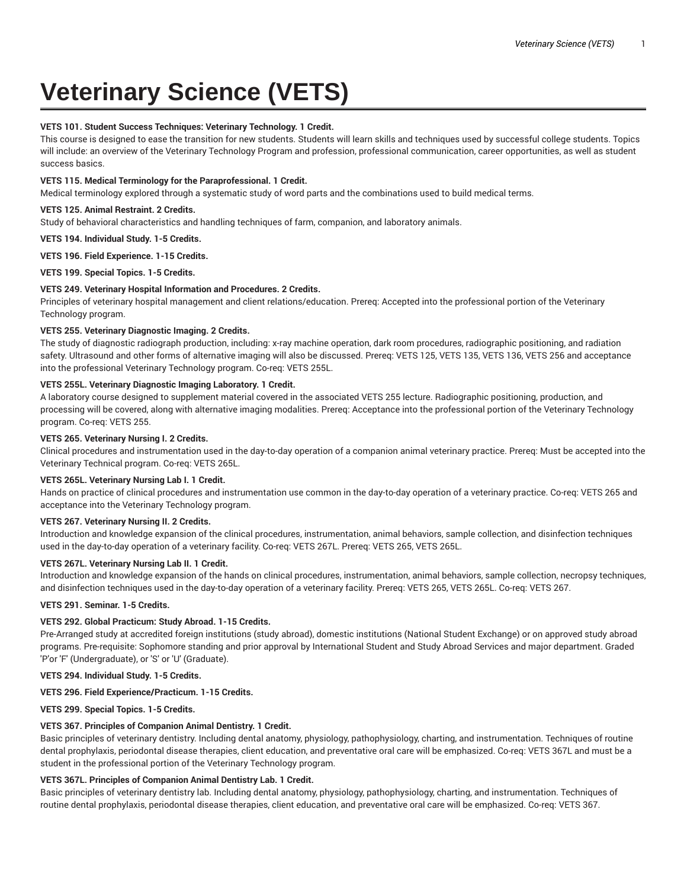# Veterinary Science (VETS)

**VETS 101. Student Success Techniques: Veterinary Technology. 1 Credit.**
This course is designed to ease the transition for new students. Students will learn skills and techniques used by successful college students. Topics will include: an overview of the Veterinary Technology Program and profession, professional communication, career opportunities, as well as student success basics.

**VETS 115. Medical Terminology for the Paraprofessional. 1 Credit.**
Medical terminology explored through a systematic study of word parts and the combinations used to build medical terms.

**VETS 125. Animal Restraint. 2 Credits.**
Study of behavioral characteristics and handling techniques of farm, companion, and laboratory animals.

**VETS 194. Individual Study. 1-5 Credits.**

**VETS 196. Field Experience. 1-15 Credits.**

**VETS 199. Special Topics. 1-5 Credits.**

**VETS 249. Veterinary Hospital Information and Procedures. 2 Credits.**
Principles of veterinary hospital management and client relations/education. Prereq: Accepted into the professional portion of the Veterinary Technology program.

**VETS 255. Veterinary Diagnostic Imaging. 2 Credits.**
The study of diagnostic radiograph production, including: x-ray machine operation, dark room procedures, radiographic positioning, and radiation safety. Ultrasound and other forms of alternative imaging will also be discussed. Prereq: VETS 125, VETS 135, VETS 136, VETS 256 and acceptance into the professional Veterinary Technology program. Co-req: VETS 255L.

**VETS 255L. Veterinary Diagnostic Imaging Laboratory. 1 Credit.**
A laboratory course designed to supplement material covered in the associated VETS 255 lecture. Radiographic positioning, production, and processing will be covered, along with alternative imaging modalities. Prereq: Acceptance into the professional portion of the Veterinary Technology program. Co-req: VETS 255.

**VETS 265. Veterinary Nursing I. 2 Credits.**
Clinical procedures and instrumentation used in the day-to-day operation of a companion animal veterinary practice. Prereq: Must be accepted into the Veterinary Technical program. Co-req: VETS 265L.

**VETS 265L. Veterinary Nursing Lab I. 1 Credit.**
Hands on practice of clinical procedures and instrumentation use common in the day-to-day operation of a veterinary practice. Co-req: VETS 265 and acceptance into the Veterinary Technology program.

**VETS 267. Veterinary Nursing II. 2 Credits.**
Introduction and knowledge expansion of the clinical procedures, instrumentation, animal behaviors, sample collection, and disinfection techniques used in the day-to-day operation of a veterinary facility. Co-req: VETS 267L. Prereq: VETS 265, VETS 265L.

**VETS 267L. Veterinary Nursing Lab II. 1 Credit.**
Introduction and knowledge expansion of the hands on clinical procedures, instrumentation, animal behaviors, sample collection, necropsy techniques, and disinfection techniques used in the day-to-day operation of a veterinary facility. Prereq: VETS 265, VETS 265L. Co-req: VETS 267.

**VETS 291. Seminar. 1-5 Credits.**

**VETS 292. Global Practicum: Study Abroad. 1-15 Credits.**
Pre-Arranged study at accredited foreign institutions (study abroad), domestic institutions (National Student Exchange) or on approved study abroad programs. Pre-requisite: Sophomore standing and prior approval by International Student and Study Abroad Services and major department. Graded 'P'or 'F' (Undergraduate), or 'S' or 'U' (Graduate).

**VETS 294. Individual Study. 1-5 Credits.**

**VETS 296. Field Experience/Practicum. 1-15 Credits.**

**VETS 299. Special Topics. 1-5 Credits.**

**VETS 367. Principles of Companion Animal Dentistry. 1 Credit.**
Basic principles of veterinary dentistry. Including dental anatomy, physiology, pathophysiology, charting, and instrumentation. Techniques of routine dental prophylaxis, periodontal disease therapies, client education, and preventative oral care will be emphasized. Co-req: VETS 367L and must be a student in the professional portion of the Veterinary Technology program.

**VETS 367L. Principles of Companion Animal Dentistry Lab. 1 Credit.**
Basic principles of veterinary dentistry lab. Including dental anatomy, physiology, pathophysiology, charting, and instrumentation. Techniques of routine dental prophylaxis, periodontal disease therapies, client education, and preventative oral care will be emphasized. Co-req: VETS 367.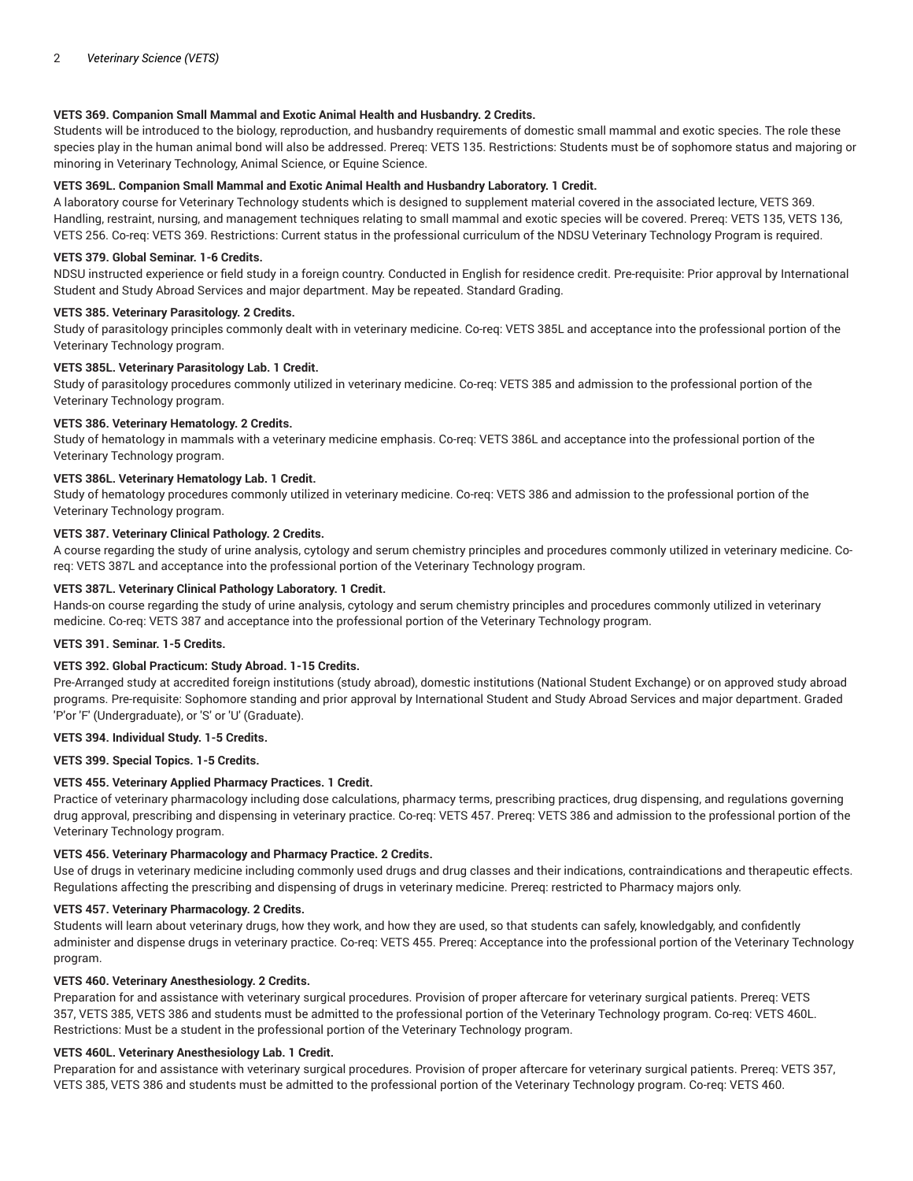**VETS 369. Companion Small Mammal and Exotic Animal Health and Husbandry. 2 Credits.**
Students will be introduced to the biology, reproduction, and husbandry requirements of domestic small mammal and exotic species. The role these species play in the human animal bond will also be addressed. Prereq: VETS 135. Restrictions: Students must be of sophomore status and majoring or minoring in Veterinary Technology, Animal Science, or Equine Science.

**VETS 369L. Companion Small Mammal and Exotic Animal Health and Husbandry Laboratory. 1 Credit.**
A laboratory course for Veterinary Technology students which is designed to supplement material covered in the associated lecture, VETS 369. Handling, restraint, nursing, and management techniques relating to small mammal and exotic species will be covered. Prereq: VETS 135, VETS 136, VETS 256. Co-req: VETS 369. Restrictions: Current status in the professional curriculum of the NDSU Veterinary Technology Program is required.

**VETS 379. Global Seminar. 1-6 Credits.**
NDSU instructed experience or field study in a foreign country. Conducted in English for residence credit. Pre-requisite: Prior approval by International Student and Study Abroad Services and major department. May be repeated. Standard Grading.

**VETS 385. Veterinary Parasitology. 2 Credits.**
Study of parasitology principles commonly dealt with in veterinary medicine. Co-req: VETS 385L and acceptance into the professional portion of the Veterinary Technology program.

**VETS 385L. Veterinary Parasitology Lab. 1 Credit.**
Study of parasitology procedures commonly utilized in veterinary medicine. Co-req: VETS 385 and admission to the professional portion of the Veterinary Technology program.

**VETS 386. Veterinary Hematology. 2 Credits.**
Study of hematology in mammals with a veterinary medicine emphasis. Co-req: VETS 386L and acceptance into the professional portion of the Veterinary Technology program.

**VETS 386L. Veterinary Hematology Lab. 1 Credit.**
Study of hematology procedures commonly utilized in veterinary medicine. Co-req: VETS 386 and admission to the professional portion of the Veterinary Technology program.

**VETS 387. Veterinary Clinical Pathology. 2 Credits.**
A course regarding the study of urine analysis, cytology and serum chemistry principles and procedures commonly utilized in veterinary medicine. Co-req: VETS 387L and acceptance into the professional portion of the Veterinary Technology program.

**VETS 387L. Veterinary Clinical Pathology Laboratory. 1 Credit.**
Hands-on course regarding the study of urine analysis, cytology and serum chemistry principles and procedures commonly utilized in veterinary medicine. Co-req: VETS 387 and acceptance into the professional portion of the Veterinary Technology program.

**VETS 391. Seminar. 1-5 Credits.**

**VETS 392. Global Practicum: Study Abroad. 1-15 Credits.**
Pre-Arranged study at accredited foreign institutions (study abroad), domestic institutions (National Student Exchange) or on approved study abroad programs. Pre-requisite: Sophomore standing and prior approval by International Student and Study Abroad Services and major department. Graded 'P'or 'F' (Undergraduate), or 'S' or 'U' (Graduate).

**VETS 394. Individual Study. 1-5 Credits.**

**VETS 399. Special Topics. 1-5 Credits.**

**VETS 455. Veterinary Applied Pharmacy Practices. 1 Credit.**
Practice of veterinary pharmacology including dose calculations, pharmacy terms, prescribing practices, drug dispensing, and regulations governing drug approval, prescribing and dispensing in veterinary practice. Co-req: VETS 457. Prereq: VETS 386 and admission to the professional portion of the Veterinary Technology program.

**VETS 456. Veterinary Pharmacology and Pharmacy Practice. 2 Credits.**
Use of drugs in veterinary medicine including commonly used drugs and drug classes and their indications, contraindications and therapeutic effects. Regulations affecting the prescribing and dispensing of drugs in veterinary medicine. Prereq: restricted to Pharmacy majors only.

**VETS 457. Veterinary Pharmacology. 2 Credits.**
Students will learn about veterinary drugs, how they work, and how they are used, so that students can safely, knowledgably, and confidently administer and dispense drugs in veterinary practice. Co-req: VETS 455. Prereq: Acceptance into the professional portion of the Veterinary Technology program.

**VETS 460. Veterinary Anesthesiology. 2 Credits.**
Preparation for and assistance with veterinary surgical procedures. Provision of proper aftercare for veterinary surgical patients. Prereq: VETS 357, VETS 385, VETS 386 and students must be admitted to the professional portion of the Veterinary Technology program. Co-req: VETS 460L. Restrictions: Must be a student in the professional portion of the Veterinary Technology program.

**VETS 460L. Veterinary Anesthesiology Lab. 1 Credit.**
Preparation for and assistance with veterinary surgical procedures. Provision of proper aftercare for veterinary surgical patients. Prereq: VETS 357, VETS 385, VETS 386 and students must be admitted to the professional portion of the Veterinary Technology program. Co-req: VETS 460.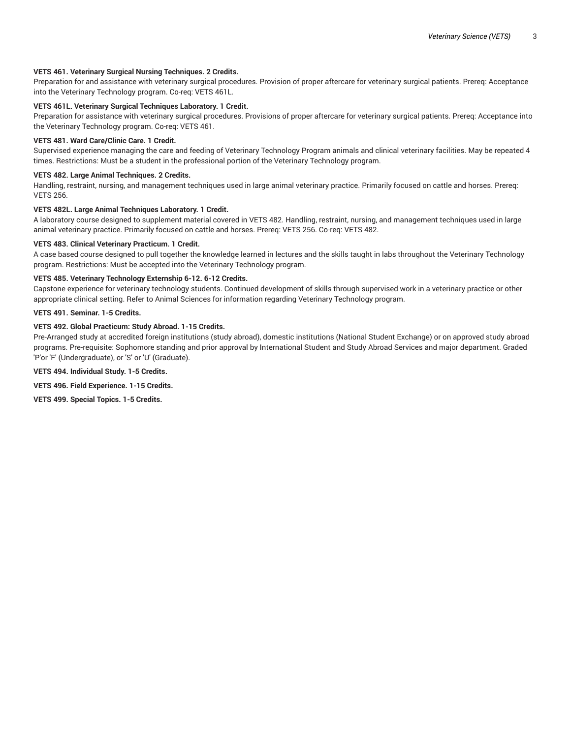**VETS 461. Veterinary Surgical Nursing Techniques. 2 Credits.**
Preparation for and assistance with veterinary surgical procedures. Provision of proper aftercare for veterinary surgical patients. Prereq: Acceptance into the Veterinary Technology program. Co-req: VETS 461L.

**VETS 461L. Veterinary Surgical Techniques Laboratory. 1 Credit.**
Preparation for assistance with veterinary surgical procedures. Provisions of proper aftercare for veterinary surgical patients. Prereq: Acceptance into the Veterinary Technology program. Co-req: VETS 461.

**VETS 481. Ward Care/Clinic Care. 1 Credit.**
Supervised experience managing the care and feeding of Veterinary Technology Program animals and clinical veterinary facilities. May be repeated 4 times. Restrictions: Must be a student in the professional portion of the Veterinary Technology program.

**VETS 482. Large Animal Techniques. 2 Credits.**
Handling, restraint, nursing, and management techniques used in large animal veterinary practice. Primarily focused on cattle and horses. Prereq: VETS 256.

**VETS 482L. Large Animal Techniques Laboratory. 1 Credit.**
A laboratory course designed to supplement material covered in VETS 482. Handling, restraint, nursing, and management techniques used in large animal veterinary practice. Primarily focused on cattle and horses. Prereq: VETS 256. Co-req: VETS 482.

**VETS 483. Clinical Veterinary Practicum. 1 Credit.**
A case based course designed to pull together the knowledge learned in lectures and the skills taught in labs throughout the Veterinary Technology program. Restrictions: Must be accepted into the Veterinary Technology program.

**VETS 485. Veterinary Technology Externship 6-12. 6-12 Credits.**
Capstone experience for veterinary technology students. Continued development of skills through supervised work in a veterinary practice or other appropriate clinical setting. Refer to Animal Sciences for information regarding Veterinary Technology program.

**VETS 491. Seminar. 1-5 Credits.**

**VETS 492. Global Practicum: Study Abroad. 1-15 Credits.**
Pre-Arranged study at accredited foreign institutions (study abroad), domestic institutions (National Student Exchange) or on approved study abroad programs. Pre-requisite: Sophomore standing and prior approval by International Student and Study Abroad Services and major department. Graded 'P'or 'F' (Undergraduate), or 'S' or 'U' (Graduate).

**VETS 494. Individual Study. 1-5 Credits.**

**VETS 496. Field Experience. 1-15 Credits.**

**VETS 499. Special Topics. 1-5 Credits.**